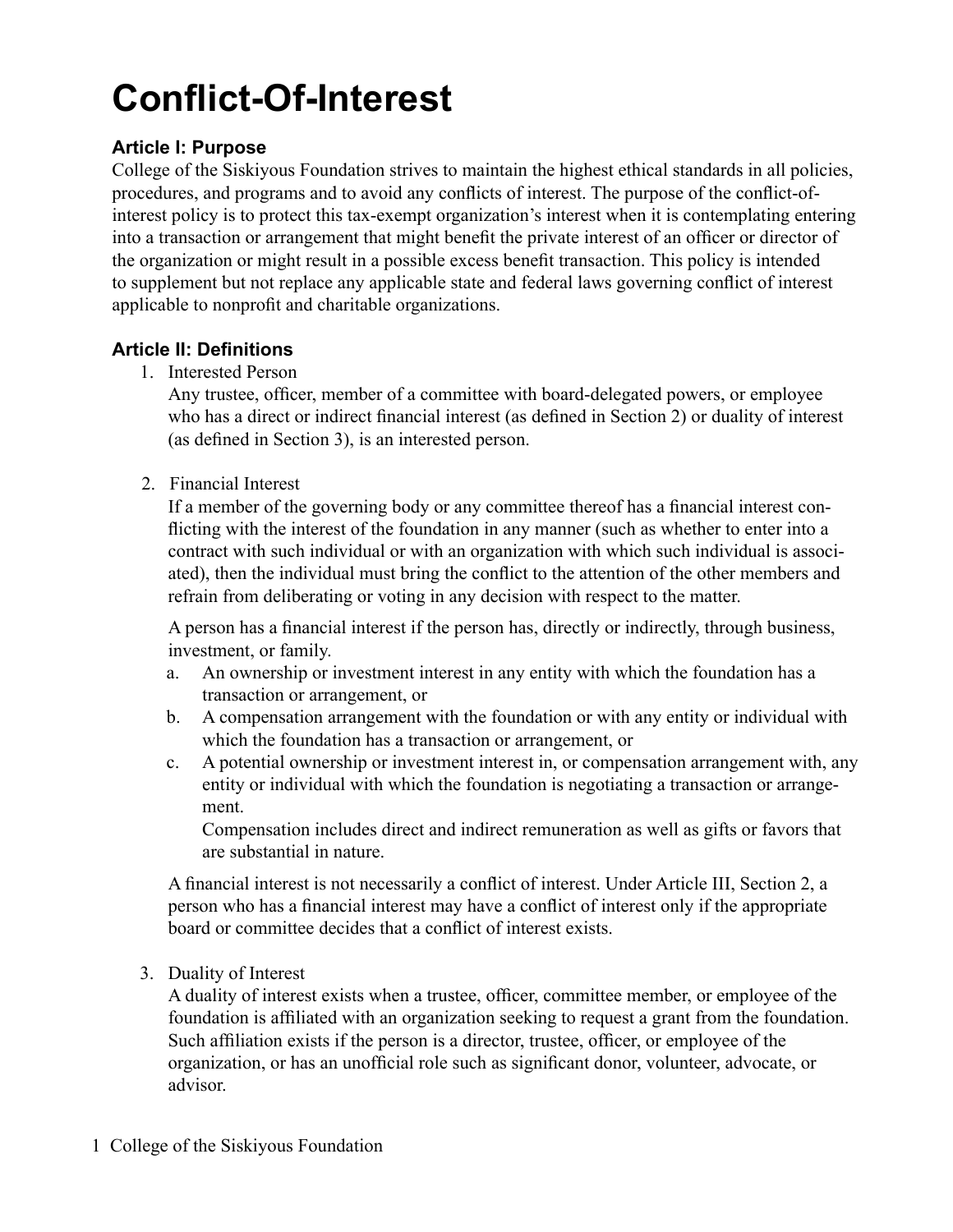# Conflict-Of-Interest

### Article I: Purpose

College of the Siskiyous Foundation strives to maintain the highest ethical standards in all policies, procedures, and programs and to avoid any conflicts of interest. The purpose of the conflict-of-interest policy is to protect this tax-exempt organization's interest when it is contemplating entering into a transaction or arrangement that might benefit the private interest of an officer or director of the organization or might result in a possible excess benefit transaction. This policy is intended to supplement but not replace any applicable state and federal laws governing conflict of interest applicable to nonprofit and charitable organizations.

### Article II: Definitions

1. Interested Person

   Any trustee, officer, member of a committee with board-delegated powers, or employee who has a direct or indirect financial interest (as defined in Section 2) or duality of interest (as defined in Section 3), is an interested person.

2. Financial Interest

   If a member of the governing body or any committee thereof has a financial interest conflicting with the interest of the foundation in any manner (such as whether to enter into a contract with such individual or with an organization with which such individual is associated), then the individual must bring the conflict to the attention of the other members and refrain from deliberating or voting in any decision with respect to the matter.

   A person has a financial interest if the person has, directly or indirectly, through business, investment, or family.

   a. An ownership or investment interest in any entity with which the foundation has a transaction or arrangement, or
   b. A compensation arrangement with the foundation or with any entity or individual with which the foundation has a transaction or arrangement, or
   c. A potential ownership or investment interest in, or compensation arrangement with, any entity or individual with which the foundation is negotiating a transaction or arrangement.

      Compensation includes direct and indirect remuneration as well as gifts or favors that are substantial in nature.

   A financial interest is not necessarily a conflict of interest. Under Article III, Section 2, a person who has a financial interest may have a conflict of interest only if the appropriate board or committee decides that a conflict of interest exists.

3. Duality of Interest

   A duality of interest exists when a trustee, officer, committee member, or employee of the foundation is affiliated with an organization seeking to request a grant from the foundation. Such affiliation exists if the person is a director, trustee, officer, or employee of the organization, or has an unofficial role such as significant donor, volunteer, advocate, or advisor.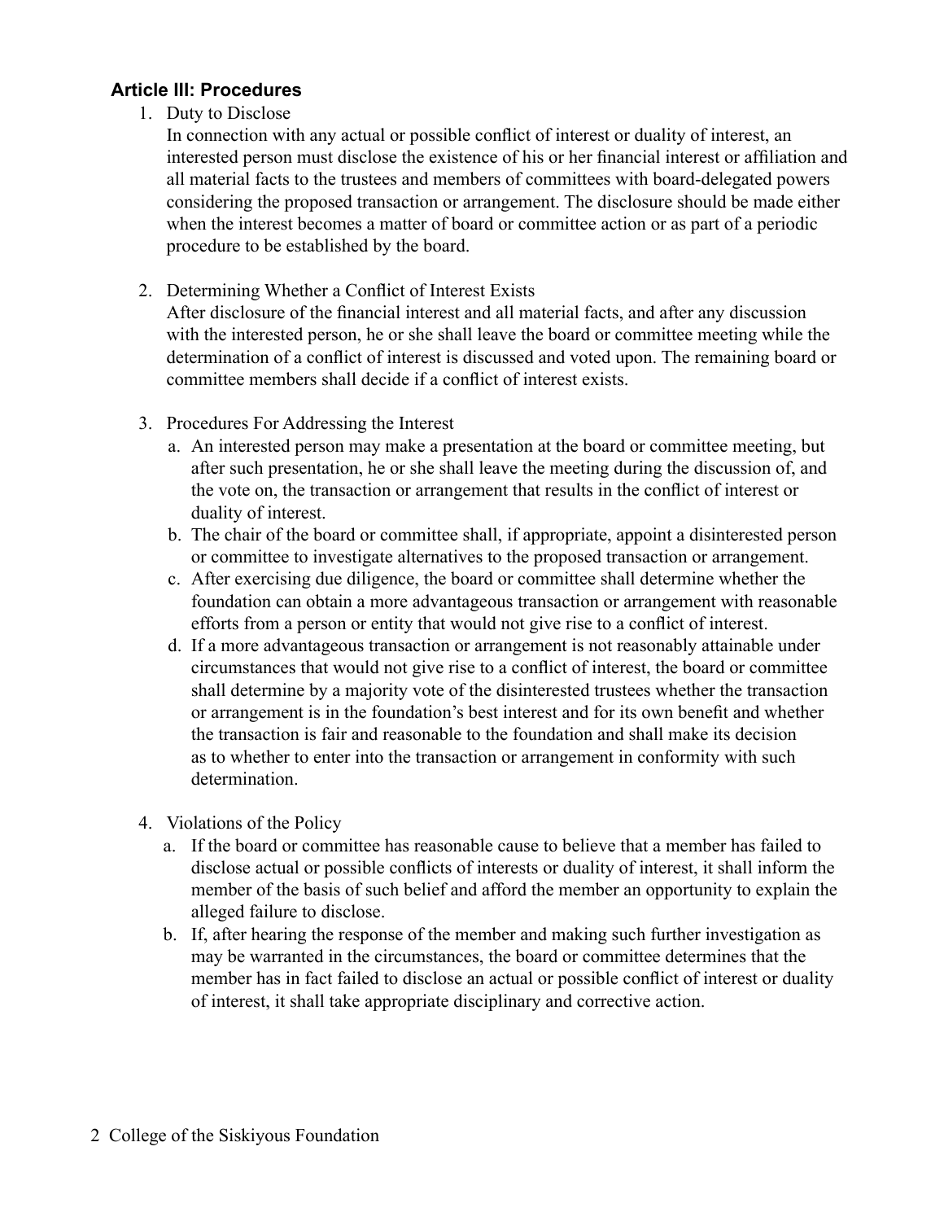### Article III: Procedures

1. Duty to Disclose

   In connection with any actual or possible conflict of interest or duality of interest, an interested person must disclose the existence of his or her financial interest or affiliation and all material facts to the trustees and members of committees with board-delegated powers considering the proposed transaction or arrangement. The disclosure should be made either when the interest becomes a matter of board or committee action or as part of a periodic procedure to be established by the board.

2. Determining Whether a Conflict of Interest Exists

   After disclosure of the financial interest and all material facts, and after any discussion with the interested person, he or she shall leave the board or committee meeting while the determination of a conflict of interest is discussed and voted upon. The remaining board or committee members shall decide if a conflict of interest exists.

3. Procedures For Addressing the Interest
   a. An interested person may make a presentation at the board or committee meeting, but after such presentation, he or she shall leave the meeting during the discussion of, and the vote on, the transaction or arrangement that results in the conflict of interest or duality of interest.
   b. The chair of the board or committee shall, if appropriate, appoint a disinterested person or committee to investigate alternatives to the proposed transaction or arrangement.
   c. After exercising due diligence, the board or committee shall determine whether the foundation can obtain a more advantageous transaction or arrangement with reasonable efforts from a person or entity that would not give rise to a conflict of interest.
   d. If a more advantageous transaction or arrangement is not reasonably attainable under circumstances that would not give rise to a conflict of interest, the board or committee shall determine by a majority vote of the disinterested trustees whether the transaction or arrangement is in the foundation's best interest and for its own benefit and whether the transaction is fair and reasonable to the foundation and shall make its decision as to whether to enter into the transaction or arrangement in conformity with such determination.

4. Violations of the Policy
   a. If the board or committee has reasonable cause to believe that a member has failed to disclose actual or possible conflicts of interests or duality of interest, it shall inform the member of the basis of such belief and afford the member an opportunity to explain the alleged failure to disclose.
   b. If, after hearing the response of the member and making such further investigation as may be warranted in the circumstances, the board or committee determines that the member has in fact failed to disclose an actual or possible conflict of interest or duality of interest, it shall take appropriate disciplinary and corrective action.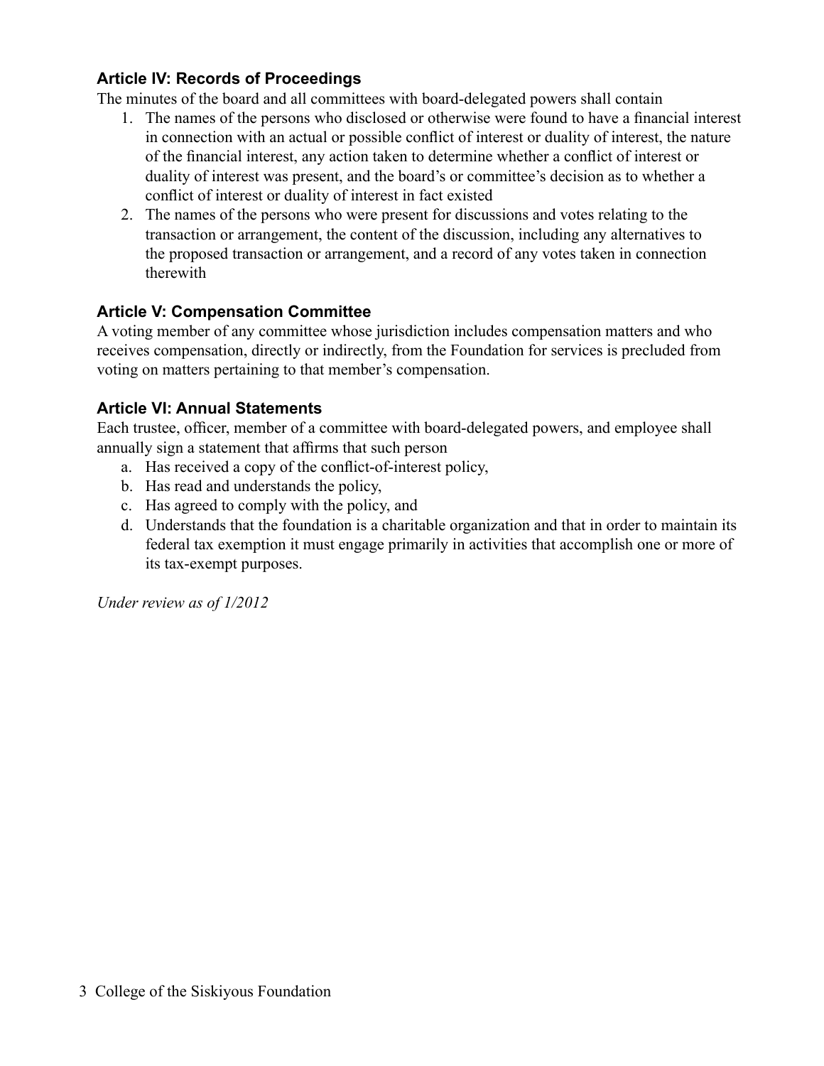### Article IV: Records of Proceedings

The minutes of the board and all committees with board-delegated powers shall contain

1. The names of the persons who disclosed or otherwise were found to have a financial interest in connection with an actual or possible conflict of interest or duality of interest, the nature of the financial interest, any action taken to determine whether a conflict of interest or duality of interest was present, and the board's or committee's decision as to whether a conflict of interest or duality of interest in fact existed
2. The names of the persons who were present for discussions and votes relating to the transaction or arrangement, the content of the discussion, including any alternatives to the proposed transaction or arrangement, and a record of any votes taken in connection therewith

### Article V: Compensation Committee

A voting member of any committee whose jurisdiction includes compensation matters and who receives compensation, directly or indirectly, from the Foundation for services is precluded from voting on matters pertaining to that member's compensation.

### Article VI: Annual Statements

Each trustee, officer, member of a committee with board-delegated powers, and employee shall annually sign a statement that affirms that such person

a. Has received a copy of the conflict-of-interest policy,
b. Has read and understands the policy,
c. Has agreed to comply with the policy, and
d. Understands that the foundation is a charitable organization and that in order to maintain its federal tax exemption it must engage primarily in activities that accomplish one or more of its tax-exempt purposes.

*Under review as of 1/2012*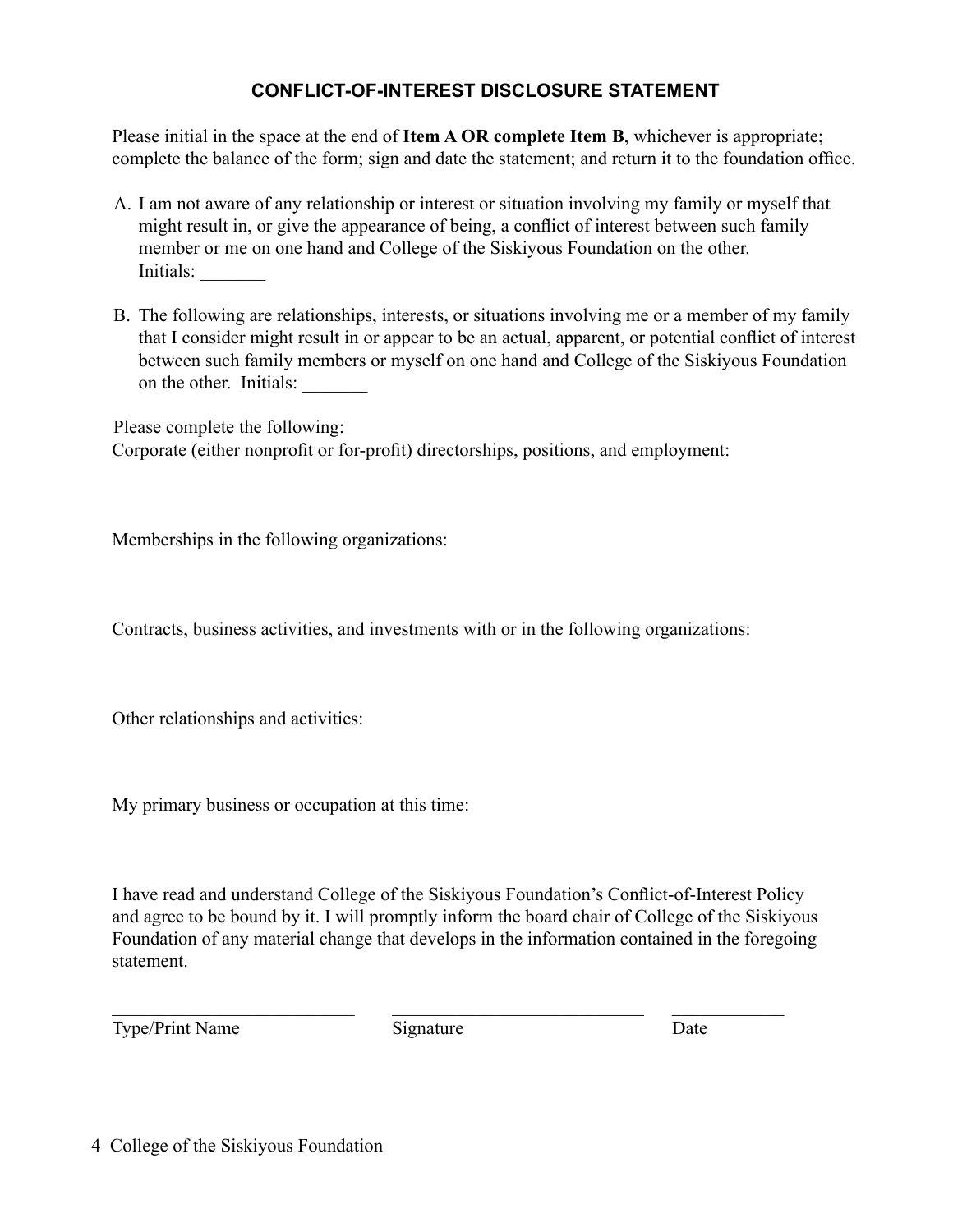## CONFLICT-OF-INTEREST DISCLOSURE STATEMENT

Please initial in the space at the end of **Item A OR complete Item B**, whichever is appropriate; complete the balance of the form; sign and date the statement; and return it to the foundation office.

A. I am not aware of any relationship or interest or situation involving my family or myself that might result in, or give the appearance of being, a conflict of interest between such family member or me on one hand and College of the Siskiyous Foundation on the other.
   Initials: _______

B. The following are relationships, interests, or situations involving me or a member of my family that I consider might result in or appear to be an actual, apparent, or potential conflict of interest between such family members or myself on one hand and College of the Siskiyous Foundation on the other. Initials: _______

Please complete the following:

Corporate (either nonprofit or for-profit) directorships, positions, and employment:

Memberships in the following organizations:

Contracts, business activities, and investments with or in the following organizations:

Other relationships and activities:

My primary business or occupation at this time:

I have read and understand College of the Siskiyous Foundation's Conflict-of-Interest Policy and agree to be bound by it. I will promptly inform the board chair of College of the Siskiyous Foundation of any material change that develops in the information contained in the foregoing statement.

___________________________ ___________________________ ____________

Type/Print Name Signature Date